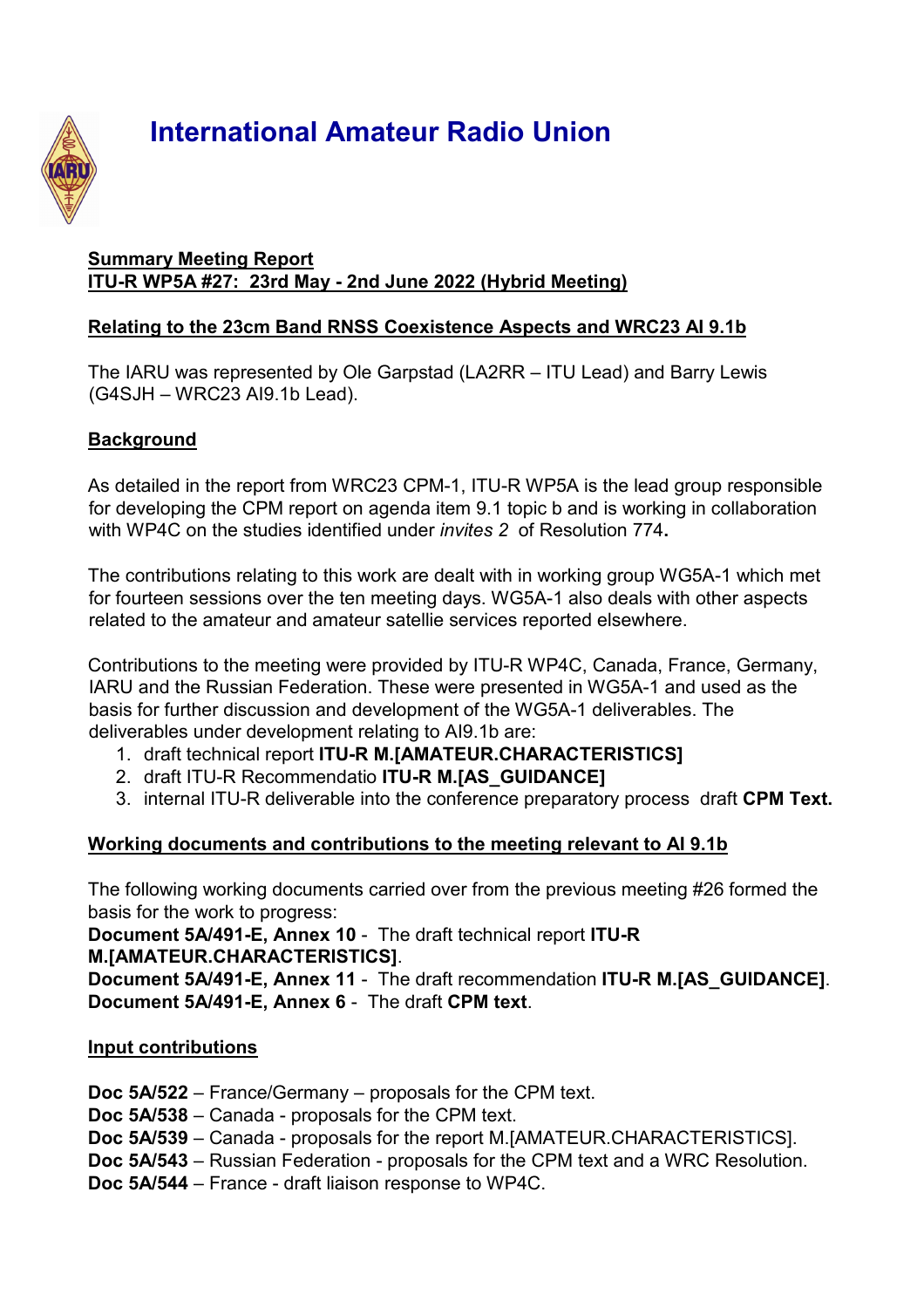# International Amateur Radio Union

**Summary Meeting Report**
**ITU-R WP5A #27: 23rd May - 2nd June 2022 (Hybrid Meeting)**

**Relating to the 23cm Band RNSS Coexistence Aspects and WRC23 AI 9.1b**

The IARU was represented by Ole Garpstad (LA2RR – ITU Lead) and Barry Lewis (G4SJH – WRC23 AI9.1b Lead).

**Background**

As detailed in the report from WRC23 CPM-1, ITU-R WP5A is the lead group responsible for developing the CPM report on agenda item 9.1 topic b and is working in collaboration with WP4C on the studies identified under *invites 2* of Resolution 774**.**

The contributions relating to this work are dealt with in working group WG5A-1 which met for fourteen sessions over the ten meeting days. WG5A-1 also deals with other aspects related to the amateur and amateur satellie services reported elsewhere.

Contributions to the meeting were provided by ITU-R WP4C, Canada, France, Germany, IARU and the Russian Federation. These were presented in WG5A-1 and used as the basis for further discussion and development of the WG5A-1 deliverables. The deliverables under development relating to AI9.1b are:

1. draft technical report **ITU-R M.[AMATEUR.CHARACTERISTICS]**
2. draft ITU-R Recommendatio **ITU-R M.[AS_GUIDANCE]**
3. internal ITU-R deliverable into the conference preparatory process draft **CPM Text.**

**Working documents and contributions to the meeting relevant to AI 9.1b**

The following working documents carried over from the previous meeting #26 formed the basis for the work to progress:
**Document 5A/491-E, Annex 10** - The draft technical report **ITU-R M.[AMATEUR.CHARACTERISTICS]**.
**Document 5A/491-E, Annex 11** - The draft recommendation **ITU-R M.[AS_GUIDANCE]**.
**Document 5A/491-E, Annex 6** - The draft **CPM text**.

**Input contributions**

**Doc 5A/522** – France/Germany – proposals for the CPM text.
**Doc 5A/538** – Canada - proposals for the CPM text.
**Doc 5A/539** – Canada - proposals for the report M.[AMATEUR.CHARACTERISTICS].
**Doc 5A/543** – Russian Federation - proposals for the CPM text and a WRC Resolution.
**Doc 5A/544** – France - draft liaison response to WP4C.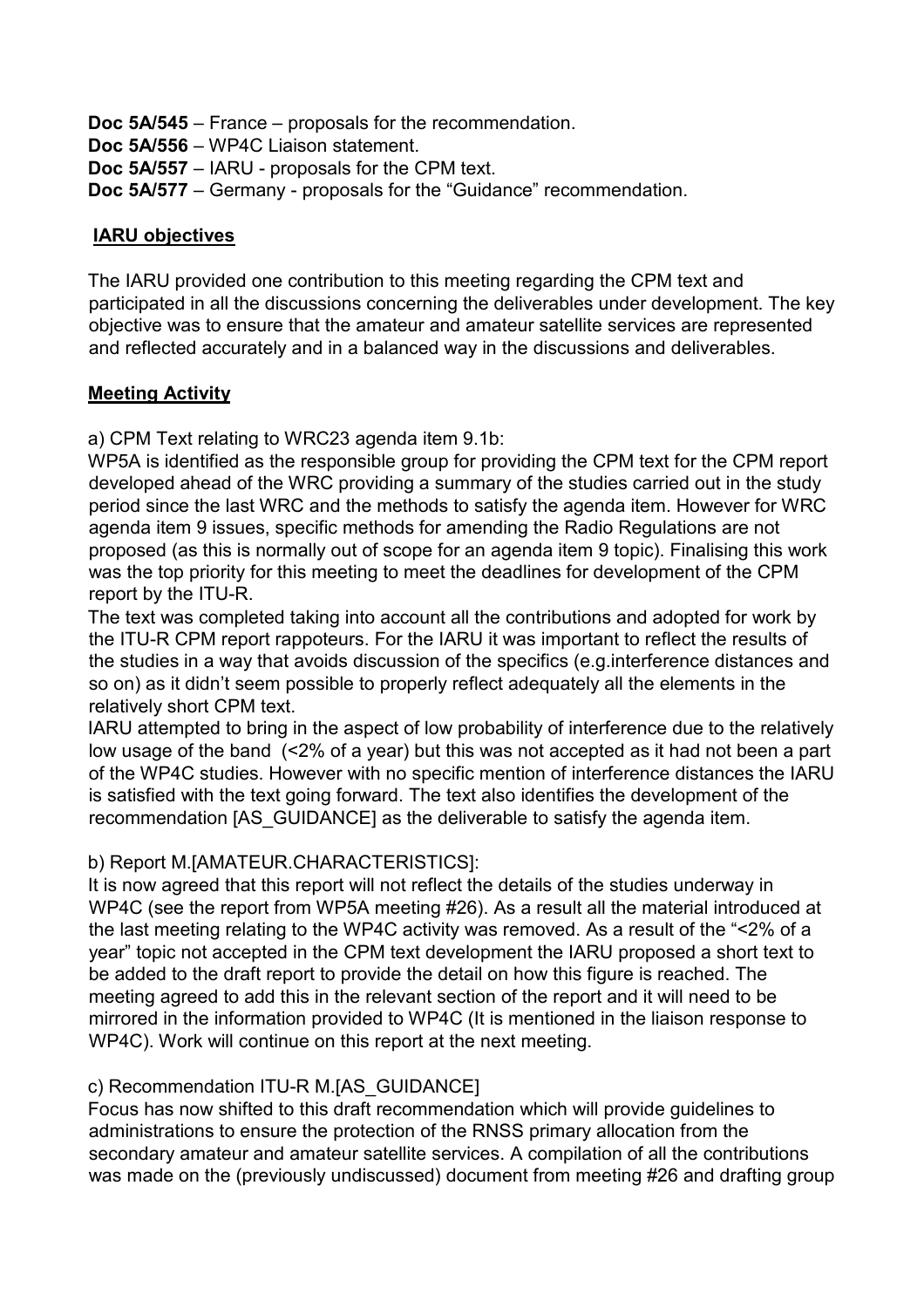**Doc 5A/545** – France – proposals for the recommendation.
**Doc 5A/556** – WP4C Liaison statement.
**Doc 5A/557** – IARU - proposals for the CPM text.
**Doc 5A/577** – Germany - proposals for the "Guidance" recommendation.

## IARU objectives

The IARU provided one contribution to this meeting regarding the CPM text and participated in all the discussions concerning the deliverables under development. The key objective was to ensure that the amateur and amateur satellite services are represented and reflected accurately and in a balanced way in the discussions and deliverables.

## Meeting Activity

a) CPM Text relating to WRC23 agenda item 9.1b:
WP5A is identified as the responsible group for providing the CPM text for the CPM report developed ahead of the WRC providing a summary of the studies carried out in the study period since the last WRC and the methods to satisfy the agenda item. However for WRC agenda item 9 issues, specific methods for amending the Radio Regulations are not proposed (as this is normally out of scope for an agenda item 9 topic). Finalising this work was the top priority for this meeting to meet the deadlines for development of the CPM report by the ITU-R.
The text was completed taking into account all the contributions and adopted for work by the ITU-R CPM report rappoteurs. For the IARU it was important to reflect the results of the studies in a way that avoids discussion of the specifics (e.g.interference distances and so on) as it didn't seem possible to properly reflect adequately all the elements in the relatively short CPM text.
IARU attempted to bring in the aspect of low probability of interference due to the relatively low usage of the band (<2% of a year) but this was not accepted as it had not been a part of the WP4C studies. However with no specific mention of interference distances the IARU is satisfied with the text going forward. The text also identifies the development of the recommendation [AS_GUIDANCE] as the deliverable to satisfy the agenda item.

b) Report M.[AMATEUR.CHARACTERISTICS]:
It is now agreed that this report will not reflect the details of the studies underway in WP4C (see the report from WP5A meeting #26). As a result all the material introduced at the last meeting relating to the WP4C activity was removed. As a result of the "<2% of a year" topic not accepted in the CPM text development the IARU proposed a short text to be added to the draft report to provide the detail on how this figure is reached. The meeting agreed to add this in the relevant section of the report and it will need to be mirrored in the information provided to WP4C (It is mentioned in the liaison response to WP4C). Work will continue on this report at the next meeting.

c) Recommendation ITU-R M.[AS_GUIDANCE]
Focus has now shifted to this draft recommendation which will provide guidelines to administrations to ensure the protection of the RNSS primary allocation from the secondary amateur and amateur satellite services. A compilation of all the contributions was made on the (previously undiscussed) document from meeting #26 and drafting group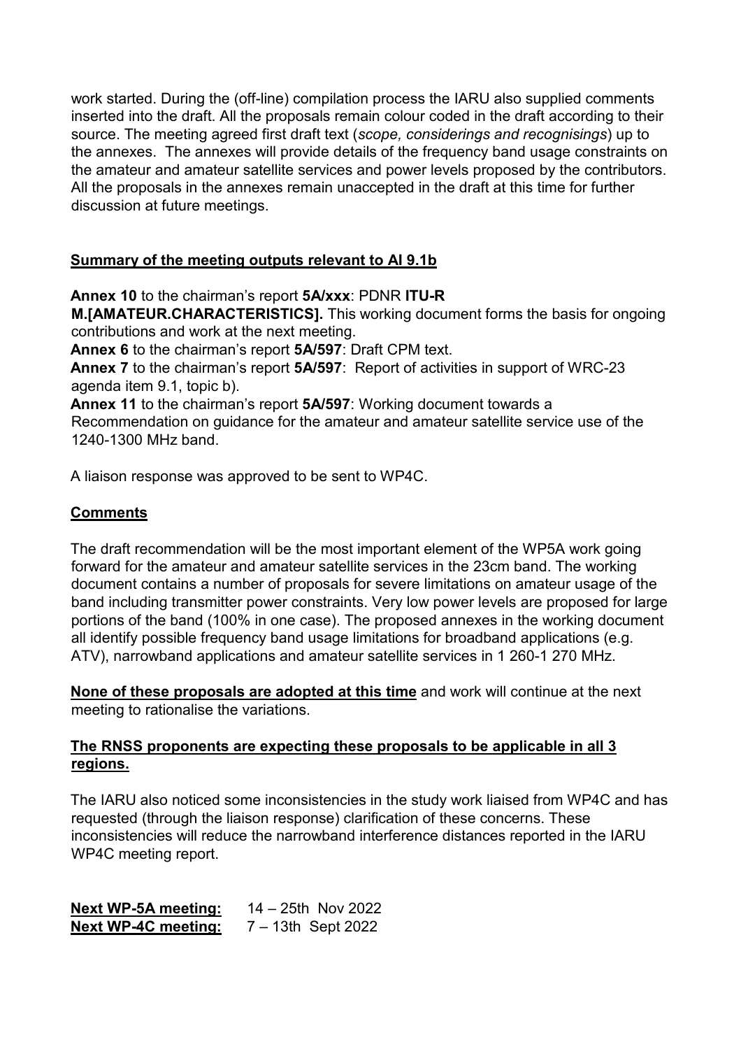work started. During the (off-line) compilation process the IARU also supplied comments inserted into the draft. All the proposals remain colour coded in the draft according to their source. The meeting agreed first draft text (*scope, considerings and recognisings*) up to the annexes. The annexes will provide details of the frequency band usage constraints on the amateur and amateur satellite services and power levels proposed by the contributors. All the proposals in the annexes remain unaccepted in the draft at this time for further discussion at future meetings.

## Summary of the meeting outputs relevant to AI 9.1b

**Annex 10** to the chairman's report **5A/xxx**: PDNR **ITU-R M.[AMATEUR.CHARACTERISTICS].** This working document forms the basis for ongoing contributions and work at the next meeting.

**Annex 6** to the chairman's report **5A/597**: Draft CPM text.

**Annex 7** to the chairman's report **5A/597**: Report of activities in support of WRC-23 agenda item 9.1, topic b).

**Annex 11** to the chairman's report **5A/597**: Working document towards a Recommendation on guidance for the amateur and amateur satellite service use of the 1240-1300 MHz band.

A liaison response was approved to be sent to WP4C.

## Comments

The draft recommendation will be the most important element of the WP5A work going forward for the amateur and amateur satellite services in the 23cm band. The working document contains a number of proposals for severe limitations on amateur usage of the band including transmitter power constraints. Very low power levels are proposed for large portions of the band (100% in one case). The proposed annexes in the working document all identify possible frequency band usage limitations for broadband applications (e.g. ATV), narrowband applications and amateur satellite services in 1 260-1 270 MHz.

**None of these proposals are adopted at this time** and work will continue at the next meeting to rationalise the variations.

**The RNSS proponents are expecting these proposals to be applicable in all 3 regions.**

The IARU also noticed some inconsistencies in the study work liaised from WP4C and has requested (through the liaison response) clarification of these concerns. These inconsistencies will reduce the narrowband interference distances reported in the IARU WP4C meeting report.

**Next WP-5A meeting:** 14 – 25th Nov 2022
**Next WP-4C meeting:** 7 – 13th Sept 2022